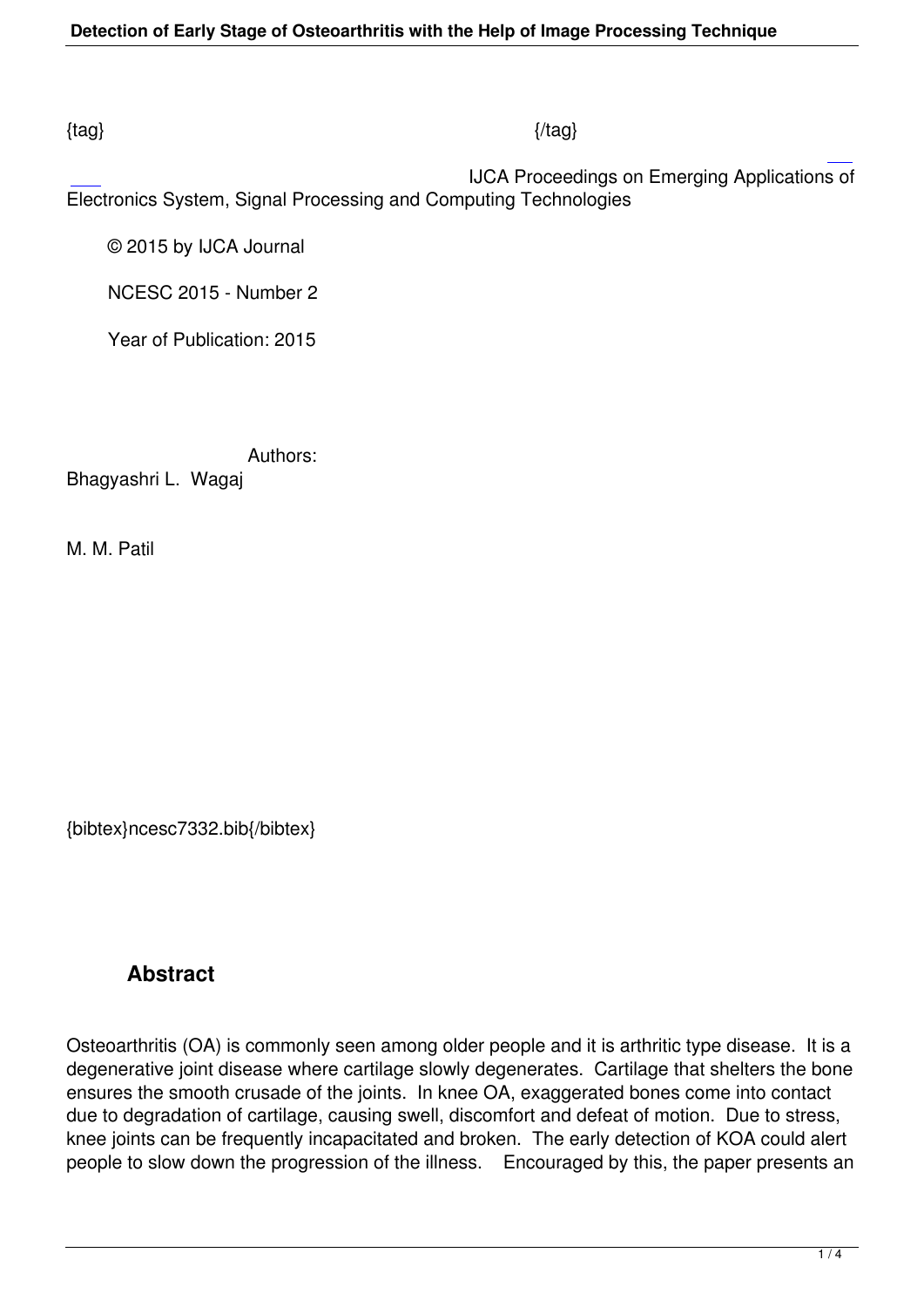{tag} {/tag}

IJCA Proceedings on Emerging Applications of Electronics System, Signal Processing and Computing Technologies

© 2015 by IJCA Journal

NCESC 2015 - Number 2

Year of Publication: 2015

Authors:

Bhagyashri L. Wagaj

M. M. Patil

{bibtex}ncesc7332.bib{/bibtex}

## Abstract

Osteoarthritis (OA) is commonly seen among older people and it is arthritic type disease. It is a degenerative joint disease where cartilage slowly degenerates. Cartilage that shelters the bone ensures the smooth crusade of the joints. In knee OA, exaggerated bones come into contact due to degradation of cartilage, causing swell, discomfort and defeat of motion. Due to stress, knee joints can be frequently incapacitated and broken. The early detection of KOA could alert people to slow down the progression of the illness. Encouraged by this, the paper presents an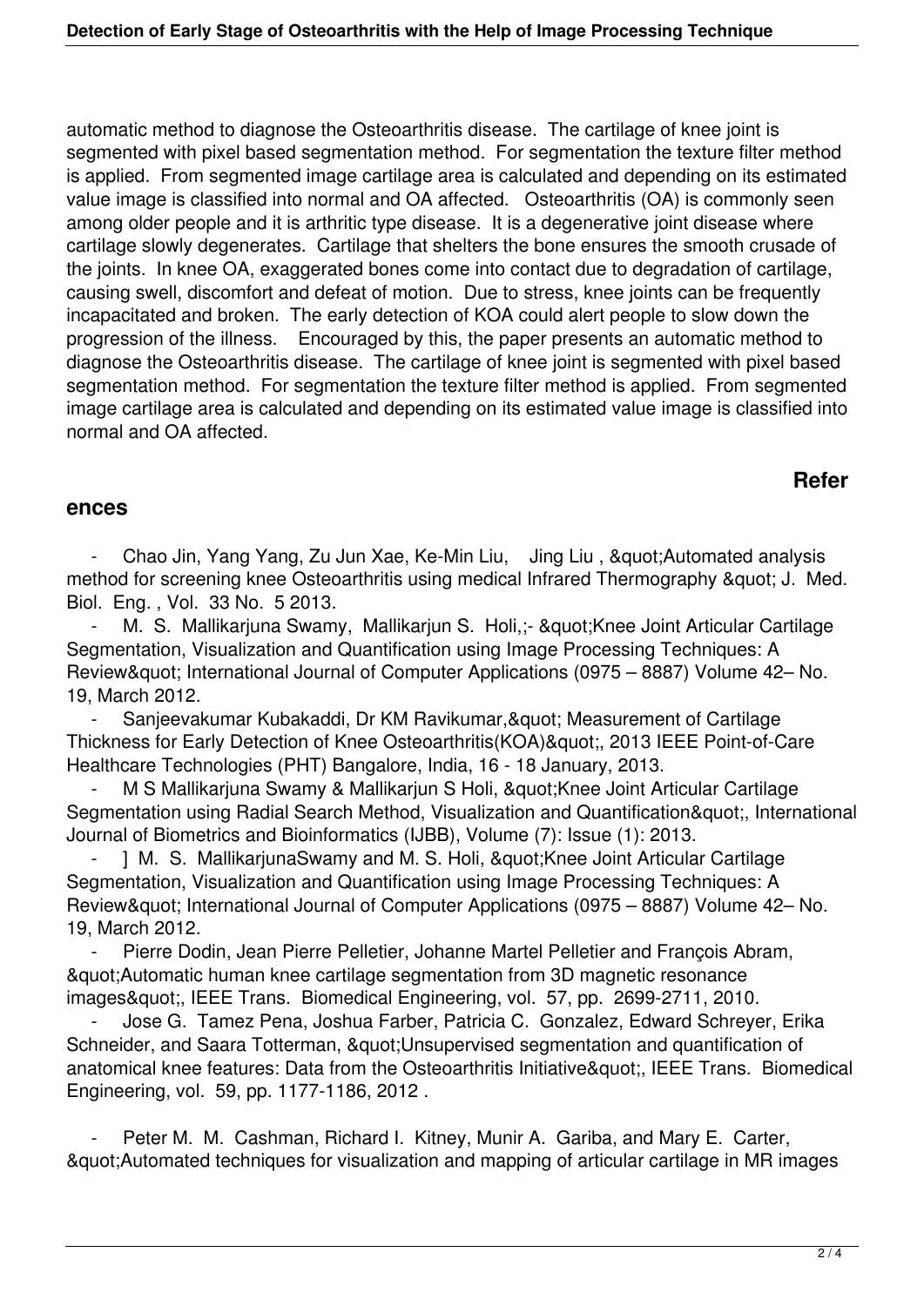automatic method to diagnose the Osteoarthritis disease. The cartilage of knee joint is segmented with pixel based segmentation method. For segmentation the texture filter method is applied. From segmented image cartilage area is calculated and depending on its estimated value image is classified into normal and OA affected. Osteoarthritis (OA) is commonly seen among older people and it is arthritic type disease. It is a degenerative joint disease where cartilage slowly degenerates. Cartilage that shelters the bone ensures the smooth crusade of the joints. In knee OA, exaggerated bones come into contact due to degradation of cartilage, causing swell, discomfort and defeat of motion. Due to stress, knee joints can be frequently incapacitated and broken. The early detection of KOA could alert people to slow down the progression of the illness. Encouraged by this, the paper presents an automatic method to diagnose the Osteoarthritis disease. The cartilage of knee joint is segmented with pixel based segmentation method. For segmentation the texture filter method is applied. From segmented image cartilage area is calculated and depending on its estimated value image is classified into normal and OA affected.

## References

- Chao Jin, Yang Yang, Zu Jun Xae, Ke-Min Liu, Jing Liu , &quot;Automated analysis method for screening knee Osteoarthritis using medical Infrared Thermography &quot; J. Med. Biol. Eng. , Vol. 33 No. 5 2013.
- M. S. Mallikarjuna Swamy, Mallikarjun S. Holi,;- &quot;Knee Joint Articular Cartilage Segmentation, Visualization and Quantification using Image Processing Techniques: A Review&quot; International Journal of Computer Applications (0975 – 8887) Volume 42– No. 19, March 2012.
- Sanjeevakumar Kubakaddi, Dr KM Ravikumar,&quot; Measurement of Cartilage Thickness for Early Detection of Knee Osteoarthritis(KOA)&quot;, 2013 IEEE Point-of-Care Healthcare Technologies (PHT) Bangalore, India, 16 - 18 January, 2013.
- M S Mallikarjuna Swamy & Mallikarjun S Holi, &quot;Knee Joint Articular Cartilage Segmentation using Radial Search Method, Visualization and Quantification&quot;, International Journal of Biometrics and Bioinformatics (IJBB), Volume (7): Issue (1): 2013.
- ] M. S. MallikarjunaSwamy and M. S. Holi, &quot;Knee Joint Articular Cartilage Segmentation, Visualization and Quantification using Image Processing Techniques: A Review&quot; International Journal of Computer Applications (0975 – 8887) Volume 42– No. 19, March 2012.
- Pierre Dodin, Jean Pierre Pelletier, Johanne Martel Pelletier and François Abram, &quot;Automatic human knee cartilage segmentation from 3D magnetic resonance images&quot;, IEEE Trans. Biomedical Engineering, vol. 57, pp. 2699-2711, 2010.
- Jose G. Tamez Pena, Joshua Farber, Patricia C. Gonzalez, Edward Schreyer, Erika Schneider, and Saara Totterman, &quot;Unsupervised segmentation and quantification of anatomical knee features: Data from the Osteoarthritis Initiative&quot;, IEEE Trans. Biomedical Engineering, vol. 59, pp. 1177-1186, 2012 .
- Peter M. M. Cashman, Richard I. Kitney, Munir A. Gariba, and Mary E. Carter, &quot;Automated techniques for visualization and mapping of articular cartilage in MR images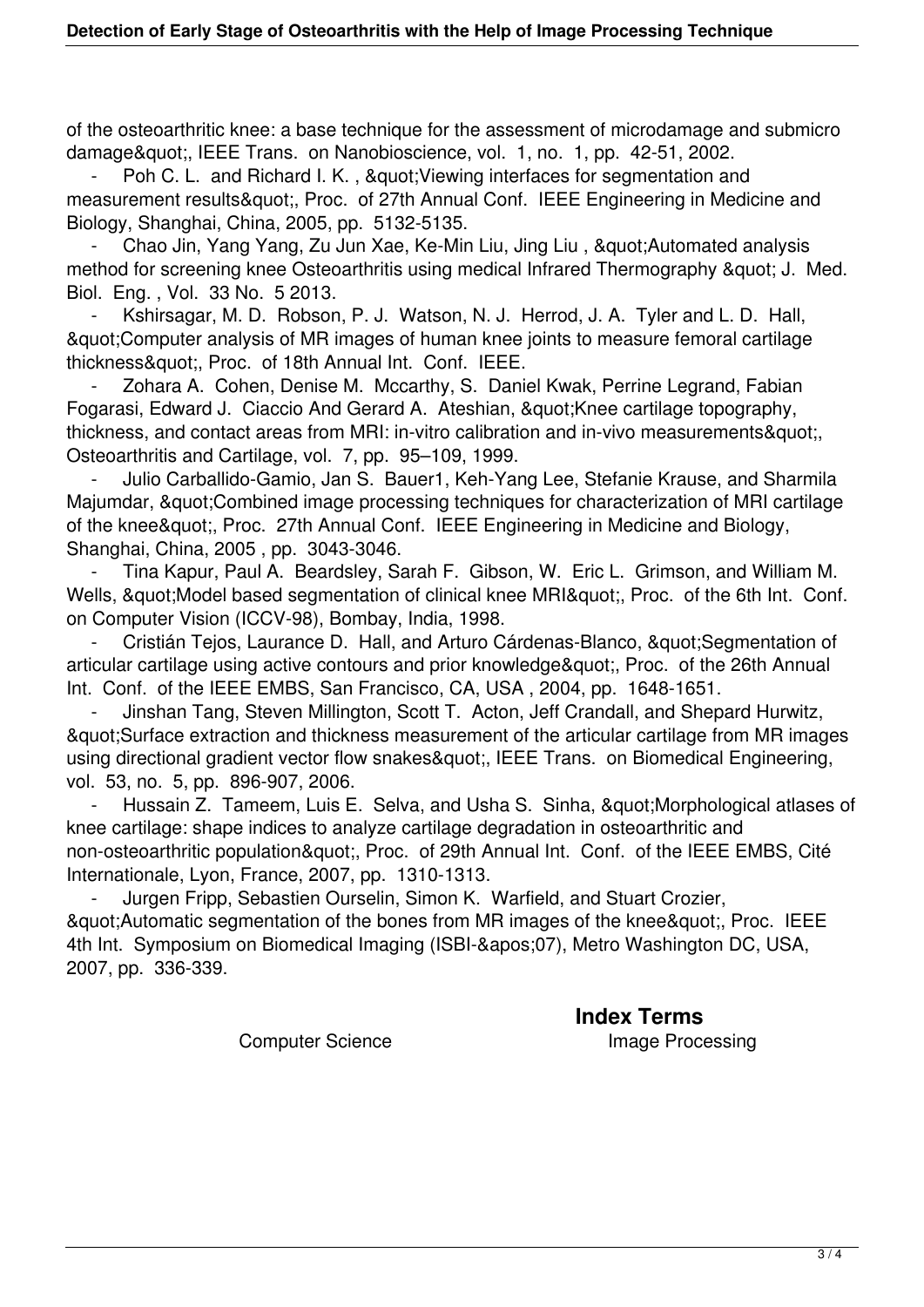of the osteoarthritic knee: a base technique for the assessment of microdamage and submicro damage&quot;, IEEE Trans. on Nanobioscience, vol. 1, no. 1, pp. 42-51, 2002.

- Poh C. L. and Richard I. K. , &quot;Viewing interfaces for segmentation and measurement results&quot;, Proc. of 27th Annual Conf. IEEE Engineering in Medicine and Biology, Shanghai, China, 2005, pp. 5132-5135.
- Chao Jin, Yang Yang, Zu Jun Xae, Ke-Min Liu, Jing Liu , &quot;Automated analysis method for screening knee Osteoarthritis using medical Infrared Thermography &quot; J. Med. Biol. Eng. , Vol. 33 No. 5 2013.
- Kshirsagar, M. D. Robson, P. J. Watson, N. J. Herrod, J. A. Tyler and L. D. Hall, &quot;Computer analysis of MR images of human knee joints to measure femoral cartilage thickness&quot;, Proc. of 18th Annual Int. Conf. IEEE.
- Zohara A. Cohen, Denise M. Mccarthy, S. Daniel Kwak, Perrine Legrand, Fabian Fogarasi, Edward J. Ciaccio And Gerard A. Ateshian, &quot;Knee cartilage topography, thickness, and contact areas from MRI: in-vitro calibration and in-vivo measurements&quot;, Osteoarthritis and Cartilage, vol. 7, pp. 95–109, 1999.
- Julio Carballido-Gamio, Jan S. Bauer1, Keh-Yang Lee, Stefanie Krause, and Sharmila Majumdar, &quot;Combined image processing techniques for characterization of MRI cartilage of the knee&quot;, Proc. 27th Annual Conf. IEEE Engineering in Medicine and Biology, Shanghai, China, 2005 , pp. 3043-3046.
- Tina Kapur, Paul A. Beardsley, Sarah F. Gibson, W. Eric L. Grimson, and William M. Wells, &quot;Model based segmentation of clinical knee MRI&quot;, Proc. of the 6th Int. Conf. on Computer Vision (ICCV-98), Bombay, India, 1998.
- Cristián Tejos, Laurance D. Hall, and Arturo Cárdenas-Blanco, &quot;Segmentation of articular cartilage using active contours and prior knowledge&quot;, Proc. of the 26th Annual Int. Conf. of the IEEE EMBS, San Francisco, CA, USA , 2004, pp. 1648-1651.
- Jinshan Tang, Steven Millington, Scott T. Acton, Jeff Crandall, and Shepard Hurwitz, &quot;Surface extraction and thickness measurement of the articular cartilage from MR images using directional gradient vector flow snakes&quot;, IEEE Trans. on Biomedical Engineering, vol. 53, no. 5, pp. 896-907, 2006.
- Hussain Z. Tameem, Luis E. Selva, and Usha S. Sinha, &quot;Morphological atlases of knee cartilage: shape indices to analyze cartilage degradation in osteoarthritic and non-osteoarthritic population&quot;, Proc. of 29th Annual Int. Conf. of the IEEE EMBS, Cité Internationale, Lyon, France, 2007, pp. 1310-1313.
- Jurgen Fripp, Sebastien Ourselin, Simon K. Warfield, and Stuart Crozier, &quot;Automatic segmentation of the bones from MR images of the knee&quot;, Proc. IEEE 4th Int. Symposium on Biomedical Imaging (ISBI-&apos;07), Metro Washington DC, USA, 2007, pp. 336-339.

## Index Terms

Computer Science Image Processing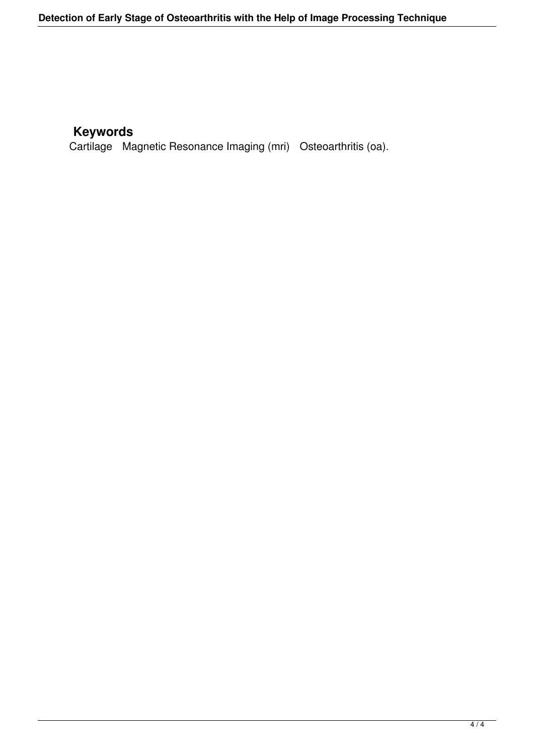## Keywords

Cartilage   Magnetic Resonance Imaging (mri)   Osteoarthritis (oa).